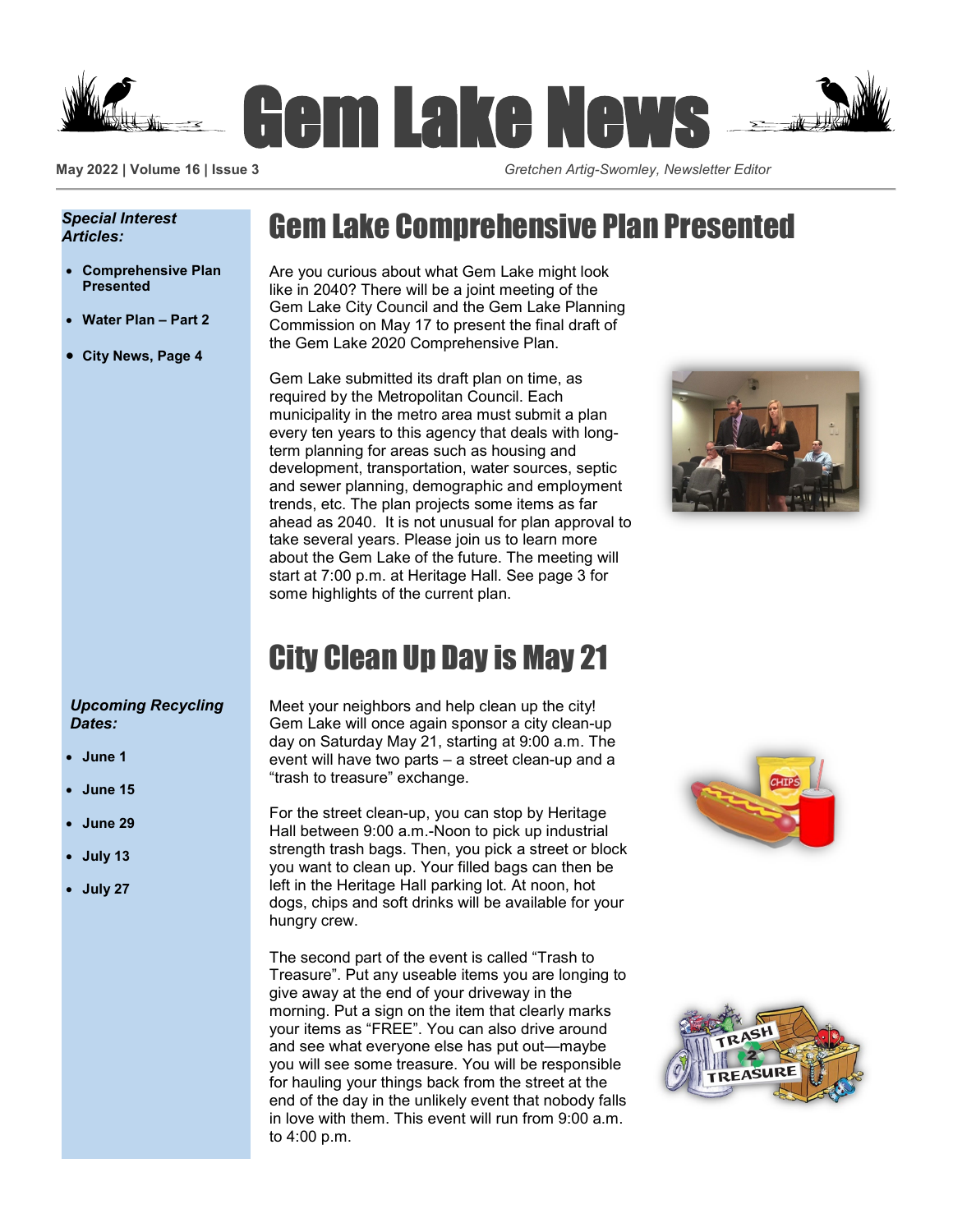# Gem Lake News

May 2022 | Volume 16 | Issue 3

*Gretchen Artig-Swomley, Newsletter Editor*

***Special Interest Articles:***

- **Comprehensive Plan Presented**
- **Water Plan – Part 2**
- **City News, Page 4**

***Upcoming Recycling Dates:***

- **June 1**
- **June 15**
- **June 29**
- **July 13**
- **July 27**

## Gem Lake Comprehensive Plan Presented

Are you curious about what Gem Lake might look like in 2040? There will be a joint meeting of the Gem Lake City Council and the Gem Lake Planning Commission on May 17 to present the final draft of the Gem Lake 2020 Comprehensive Plan.

Gem Lake submitted its draft plan on time, as required by the Metropolitan Council. Each municipality in the metro area must submit a plan every ten years to this agency that deals with long-term planning for areas such as housing and development, transportation, water sources, septic and sewer planning, demographic and employment trends, etc. The plan projects some items as far ahead as 2040. It is not unusual for plan approval to take several years. Please join us to learn more about the Gem Lake of the future. The meeting will start at 7:00 p.m. at Heritage Hall. See page 3 for some highlights of the current plan.

## City Clean Up Day is May 21

Meet your neighbors and help clean up the city! Gem Lake will once again sponsor a city clean-up day on Saturday May 21, starting at 9:00 a.m. The event will have two parts – a street clean-up and a "trash to treasure" exchange.

For the street clean-up, you can stop by Heritage Hall between 9:00 a.m.-Noon to pick up industrial strength trash bags. Then, you pick a street or block you want to clean up. Your filled bags can then be left in the Heritage Hall parking lot. At noon, hot dogs, chips and soft drinks will be available for your hungry crew.

The second part of the event is called "Trash to Treasure". Put any useable items you are longing to give away at the end of your driveway in the morning. Put a sign on the item that clearly marks your items as "FREE". You can also drive around and see what everyone else has put out—maybe you will see some treasure. You will be responsible for hauling your things back from the street at the end of the day in the unlikely event that nobody falls in love with them. This event will run from 9:00 a.m. to 4:00 p.m.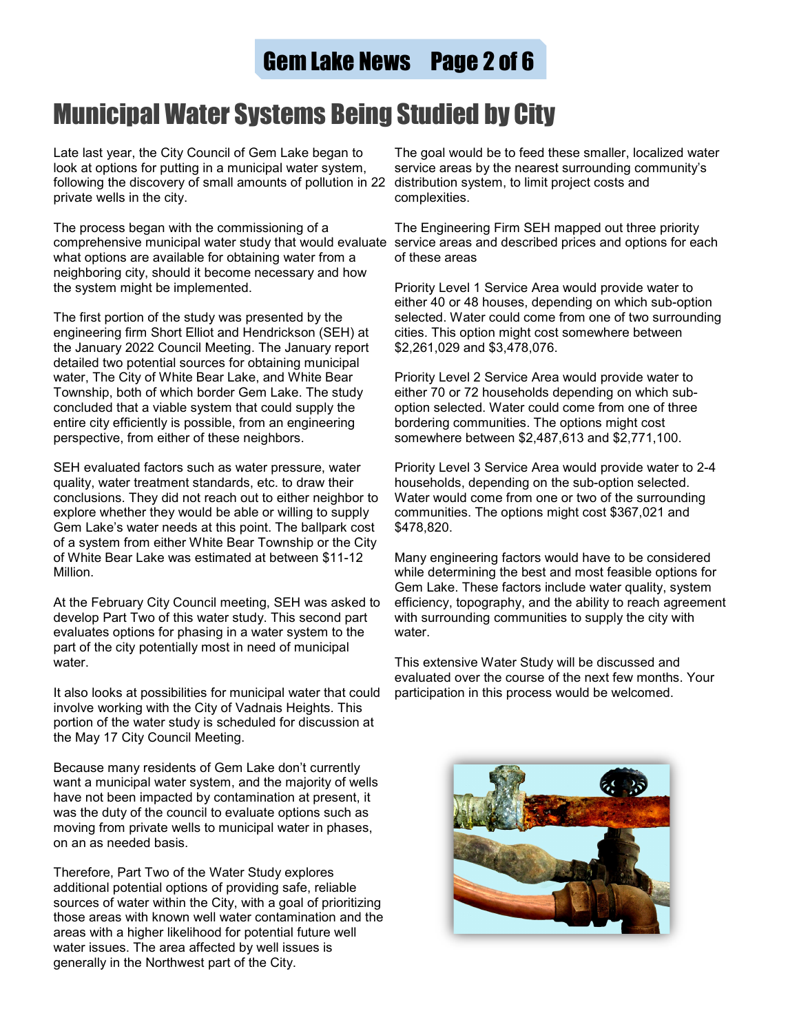# Municipal Water Systems Being Studied by City

Late last year, the City Council of Gem Lake began to look at options for putting in a municipal water system, following the discovery of small amounts of pollution in 22 private wells in the city.

The process began with the commissioning of a comprehensive municipal water study that would evaluate what options are available for obtaining water from a neighboring city, should it become necessary and how the system might be implemented.

The first portion of the study was presented by the engineering firm Short Elliot and Hendrickson (SEH) at the January 2022 Council Meeting. The January report detailed two potential sources for obtaining municipal water, The City of White Bear Lake, and White Bear Township, both of which border Gem Lake. The study concluded that a viable system that could supply the entire city efficiently is possible, from an engineering perspective, from either of these neighbors.

SEH evaluated factors such as water pressure, water quality, water treatment standards, etc. to draw their conclusions. They did not reach out to either neighbor to explore whether they would be able or willing to supply Gem Lake's water needs at this point. The ballpark cost of a system from either White Bear Township or the City of White Bear Lake was estimated at between $11-12 Million.

At the February City Council meeting, SEH was asked to develop Part Two of this water study. This second part evaluates options for phasing in a water system to the part of the city potentially most in need of municipal water.

It also looks at possibilities for municipal water that could involve working with the City of Vadnais Heights. This portion of the water study is scheduled for discussion at the May 17 City Council Meeting.

Because many residents of Gem Lake don't currently want a municipal water system, and the majority of wells have not been impacted by contamination at present, it was the duty of the council to evaluate options such as moving from private wells to municipal water in phases, on an as needed basis.

Therefore, Part Two of the Water Study explores additional potential options of providing safe, reliable sources of water within the City, with a goal of prioritizing those areas with known well water contamination and the areas with a higher likelihood for potential future well water issues. The area affected by well issues is generally in the Northwest part of the City.

The goal would be to feed these smaller, localized water service areas by the nearest surrounding community's distribution system, to limit project costs and complexities.

The Engineering Firm SEH mapped out three priority service areas and described prices and options for each of these areas

Priority Level 1 Service Area would provide water to either 40 or 48 houses, depending on which sub-option selected. Water could come from one of two surrounding cities. This option might cost somewhere between $2,261,029 and $3,478,076.

Priority Level 2 Service Area would provide water to either 70 or 72 households depending on which sub-option selected. Water could come from one of three bordering communities. The options might cost somewhere between $2,487,613 and $2,771,100.

Priority Level 3 Service Area would provide water to 2-4 households, depending on the sub-option selected. Water would come from one or two of the surrounding communities. The options might cost $367,021 and $478,820.

Many engineering factors would have to be considered while determining the best and most feasible options for Gem Lake. These factors include water quality, system efficiency, topography, and the ability to reach agreement with surrounding communities to supply the city with water.

This extensive Water Study will be discussed and evaluated over the course of the next few months. Your participation in this process would be welcomed.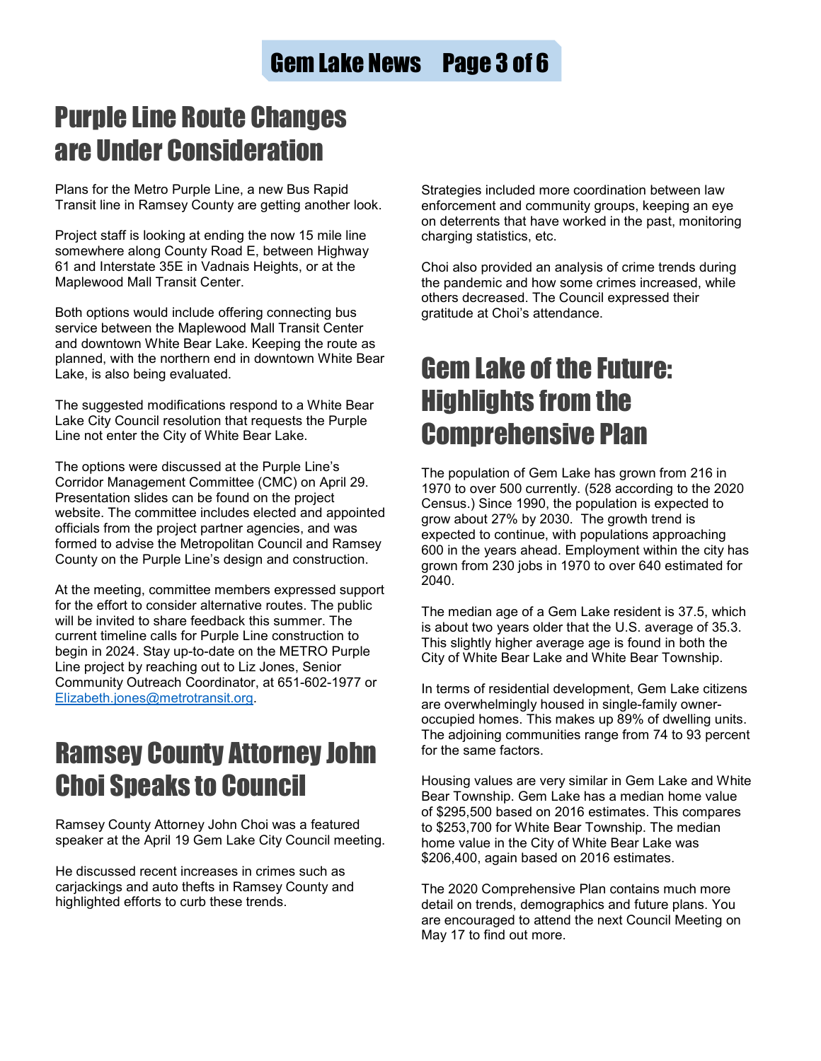## Purple Line Route Changes are Under Consideration

Plans for the Metro Purple Line, a new Bus Rapid Transit line in Ramsey County are getting another look.

Project staff is looking at ending the now 15 mile line somewhere along County Road E, between Highway 61 and Interstate 35E in Vadnais Heights, or at the Maplewood Mall Transit Center.

Both options would include offering connecting bus service between the Maplewood Mall Transit Center and downtown White Bear Lake. Keeping the route as planned, with the northern end in downtown White Bear Lake, is also being evaluated.

The suggested modifications respond to a White Bear Lake City Council resolution that requests the Purple Line not enter the City of White Bear Lake.

The options were discussed at the Purple Line's Corridor Management Committee (CMC) on April 29. Presentation slides can be found on the project website. The committee includes elected and appointed officials from the project partner agencies, and was formed to advise the Metropolitan Council and Ramsey County on the Purple Line's design and construction.

At the meeting, committee members expressed support for the effort to consider alternative routes. The public will be invited to share feedback this summer. The current timeline calls for Purple Line construction to begin in 2024. Stay up-to-date on the METRO Purple Line project by reaching out to Liz Jones, Senior Community Outreach Coordinator, at 651-602-1977 or Elizabeth.jones@metrotransit.org.

## Ramsey County Attorney John Choi Speaks to Council

Ramsey County Attorney John Choi was a featured speaker at the April 19 Gem Lake City Council meeting.

He discussed recent increases in crimes such as carjackings and auto thefts in Ramsey County and highlighted efforts to curb these trends.

Strategies included more coordination between law enforcement and community groups, keeping an eye on deterrents that have worked in the past, monitoring charging statistics, etc.

Choi also provided an analysis of crime trends during the pandemic and how some crimes increased, while others decreased. The Council expressed their gratitude at Choi's attendance.

## Gem Lake of the Future: Highlights from the Comprehensive Plan

The population of Gem Lake has grown from 216 in 1970 to over 500 currently. (528 according to the 2020 Census.) Since 1990, the population is expected to grow about 27% by 2030. The growth trend is expected to continue, with populations approaching 600 in the years ahead. Employment within the city has grown from 230 jobs in 1970 to over 640 estimated for 2040.

The median age of a Gem Lake resident is 37.5, which is about two years older that the U.S. average of 35.3. This slightly higher average age is found in both the City of White Bear Lake and White Bear Township.

In terms of residential development, Gem Lake citizens are overwhelmingly housed in single-family owner-occupied homes. This makes up 89% of dwelling units. The adjoining communities range from 74 to 93 percent for the same factors.

Housing values are very similar in Gem Lake and White Bear Township. Gem Lake has a median home value of $295,500 based on 2016 estimates. This compares to $253,700 for White Bear Township. The median home value in the City of White Bear Lake was $206,400, again based on 2016 estimates.

The 2020 Comprehensive Plan contains much more detail on trends, demographics and future plans. You are encouraged to attend the next Council Meeting on May 17 to find out more.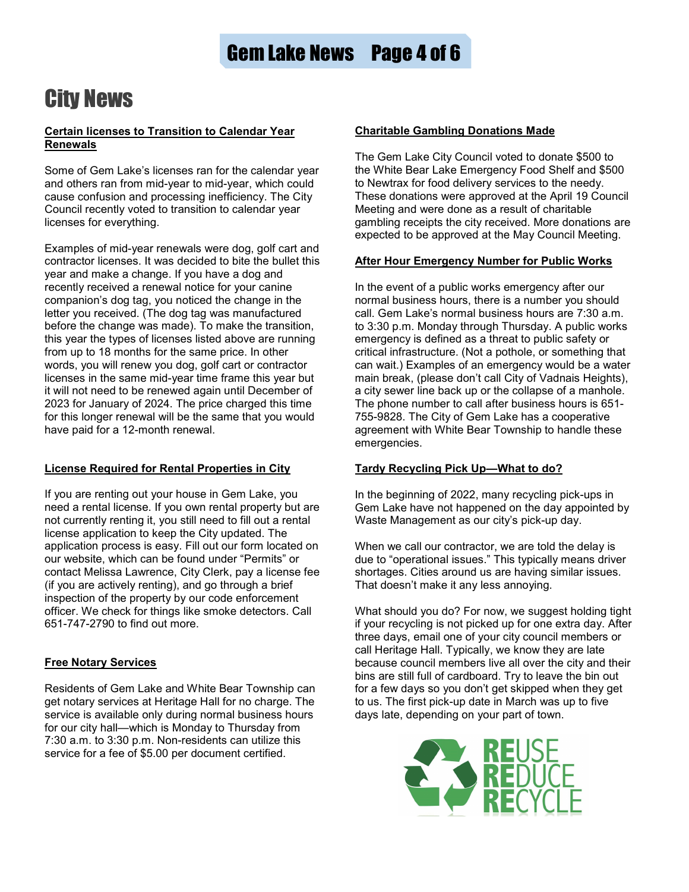# City News

## Certain licenses to Transition to Calendar Year Renewals

Some of Gem Lake's licenses ran for the calendar year and others ran from mid-year to mid-year, which could cause confusion and processing inefficiency. The City Council recently voted to transition to calendar year licenses for everything.

Examples of mid-year renewals were dog, golf cart and contractor licenses. It was decided to bite the bullet this year and make a change. If you have a dog and recently received a renewal notice for your canine companion's dog tag, you noticed the change in the letter you received. (The dog tag was manufactured before the change was made). To make the transition, this year the types of licenses listed above are running from up to 18 months for the same price. In other words, you will renew you dog, golf cart or contractor licenses in the same mid-year time frame this year but it will not need to be renewed again until December of 2023 for January of 2024. The price charged this time for this longer renewal will be the same that you would have paid for a 12-month renewal.

## License Required for Rental Properties in City

If you are renting out your house in Gem Lake, you need a rental license. If you own rental property but are not currently renting it, you still need to fill out a rental license application to keep the City updated. The application process is easy. Fill out our form located on our website, which can be found under "Permits" or contact Melissa Lawrence, City Clerk, pay a license fee (if you are actively renting), and go through a brief inspection of the property by our code enforcement officer. We check for things like smoke detectors. Call 651-747-2790 to find out more.

## Free Notary Services

Residents of Gem Lake and White Bear Township can get notary services at Heritage Hall for no charge. The service is available only during normal business hours for our city hall—which is Monday to Thursday from 7:30 a.m. to 3:30 p.m. Non-residents can utilize this service for a fee of $5.00 per document certified.

## Charitable Gambling Donations Made

The Gem Lake City Council voted to donate $500 to the White Bear Lake Emergency Food Shelf and $500 to Newtrax for food delivery services to the needy. These donations were approved at the April 19 Council Meeting and were done as a result of charitable gambling receipts the city received. More donations are expected to be approved at the May Council Meeting.

## After Hour Emergency Number for Public Works

In the event of a public works emergency after our normal business hours, there is a number you should call. Gem Lake's normal business hours are 7:30 a.m. to 3:30 p.m. Monday through Thursday. A public works emergency is defined as a threat to public safety or critical infrastructure. (Not a pothole, or something that can wait.) Examples of an emergency would be a water main break, (please don't call City of Vadnais Heights), a city sewer line back up or the collapse of a manhole. The phone number to call after business hours is 651-755-9828. The City of Gem Lake has a cooperative agreement with White Bear Township to handle these emergencies.

## Tardy Recycling Pick Up—What to do?

In the beginning of 2022, many recycling pick-ups in Gem Lake have not happened on the day appointed by Waste Management as our city's pick-up day.

When we call our contractor, we are told the delay is due to "operational issues." This typically means driver shortages. Cities around us are having similar issues. That doesn't make it any less annoying.

What should you do? For now, we suggest holding tight if your recycling is not picked up for one extra day. After three days, email one of your city council members or call Heritage Hall. Typically, we know they are late because council members live all over the city and their bins are still full of cardboard. Try to leave the bin out for a few days so you don't get skipped when they get to us. The first pick-up date in March was up to five days late, depending on your part of town.

REUSE
REDUCE
RECYCLE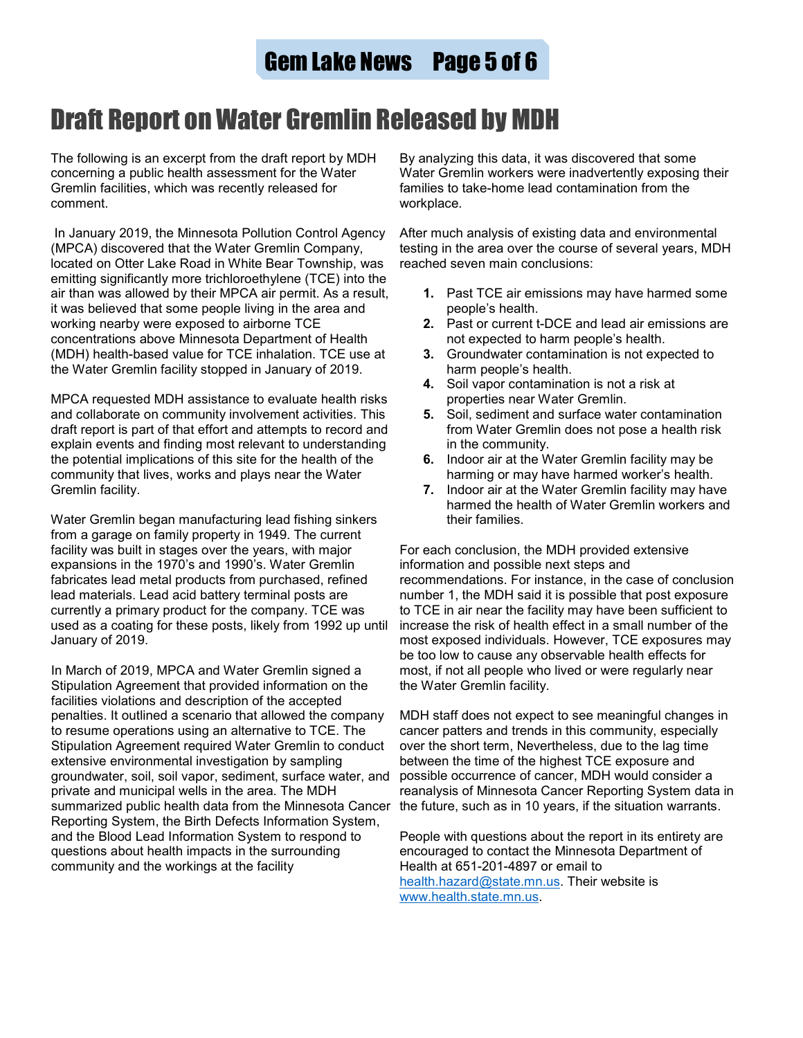# Draft Report on Water Gremlin Released by MDH

The following is an excerpt from the draft report by MDH concerning a public health assessment for the Water Gremlin facilities, which was recently released for comment.

In January 2019, the Minnesota Pollution Control Agency (MPCA) discovered that the Water Gremlin Company, located on Otter Lake Road in White Bear Township, was emitting significantly more trichloroethylene (TCE) into the air than was allowed by their MPCA air permit. As a result, it was believed that some people living in the area and working nearby were exposed to airborne TCE concentrations above Minnesota Department of Health (MDH) health-based value for TCE inhalation. TCE use at the Water Gremlin facility stopped in January of 2019.

MPCA requested MDH assistance to evaluate health risks and collaborate on community involvement activities. This draft report is part of that effort and attempts to record and explain events and finding most relevant to understanding the potential implications of this site for the health of the community that lives, works and plays near the Water Gremlin facility.

Water Gremlin began manufacturing lead fishing sinkers from a garage on family property in 1949. The current facility was built in stages over the years, with major expansions in the 1970's and 1990's. Water Gremlin fabricates lead metal products from purchased, refined lead materials. Lead acid battery terminal posts are currently a primary product for the company. TCE was used as a coating for these posts, likely from 1992 up until January of 2019.

In March of 2019, MPCA and Water Gremlin signed a Stipulation Agreement that provided information on the facilities violations and description of the accepted penalties. It outlined a scenario that allowed the company to resume operations using an alternative to TCE. The Stipulation Agreement required Water Gremlin to conduct extensive environmental investigation by sampling groundwater, soil, soil vapor, sediment, surface water, and private and municipal wells in the area. The MDH summarized public health data from the Minnesota Cancer Reporting System, the Birth Defects Information System, and the Blood Lead Information System to respond to questions about health impacts in the surrounding community and the workings at the facility

By analyzing this data, it was discovered that some Water Gremlin workers were inadvertently exposing their families to take-home lead contamination from the workplace.

After much analysis of existing data and environmental testing in the area over the course of several years, MDH reached seven main conclusions:

1. Past TCE air emissions may have harmed some people's health.
2. Past or current t-DCE and lead air emissions are not expected to harm people's health.
3. Groundwater contamination is not expected to harm people's health.
4. Soil vapor contamination is not a risk at properties near Water Gremlin.
5. Soil, sediment and surface water contamination from Water Gremlin does not pose a health risk in the community.
6. Indoor air at the Water Gremlin facility may be harming or may have harmed worker's health.
7. Indoor air at the Water Gremlin facility may have harmed the health of Water Gremlin workers and their families.

For each conclusion, the MDH provided extensive information and possible next steps and recommendations. For instance, in the case of conclusion number 1, the MDH said it is possible that post exposure to TCE in air near the facility may have been sufficient to increase the risk of health effect in a small number of the most exposed individuals. However, TCE exposures may be too low to cause any observable health effects for most, if not all people who lived or were regularly near the Water Gremlin facility.

MDH staff does not expect to see meaningful changes in cancer patters and trends in this community, especially over the short term, Nevertheless, due to the lag time between the time of the highest TCE exposure and possible occurrence of cancer, MDH would consider a reanalysis of Minnesota Cancer Reporting System data in the future, such as in 10 years, if the situation warrants.

People with questions about the report in its entirety are encouraged to contact the Minnesota Department of Health at 651-201-4897 or email to health.hazard@state.mn.us. Their website is www.health.state.mn.us.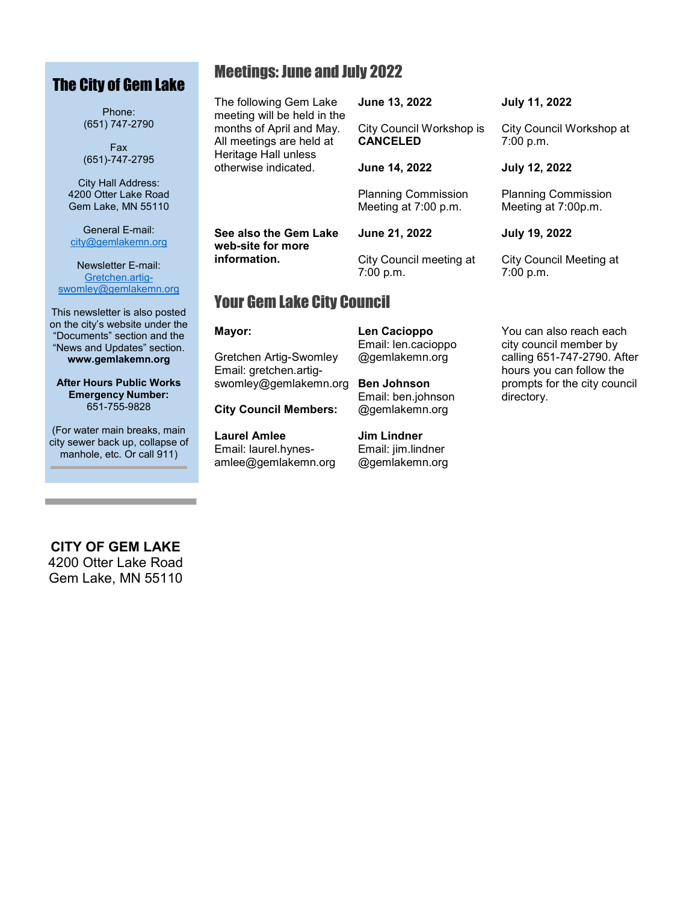## The City of Gem Lake

Phone:
(651) 747-2790

Fax
(651)-747-2795

City Hall Address:
4200 Otter Lake Road
Gem Lake, MN 55110

General E-mail:
city@gemlakemn.org

Newsletter E-mail:
Gretchen.artig-swomley@gemlakemn.org

This newsletter is also posted on the city's website under the "Documents" section and the "News and Updates" section.
**www.gemlakemn.org**

**After Hours Public Works Emergency Number:**
651-755-9828

(For water main breaks, main city sewer back up, collapse of manhole, etc. Or call 911)

## Meetings: June and July 2022

The following Gem Lake meeting will be held in the months of April and May. All meetings are held at Heritage Hall unless otherwise indicated.

**See also the Gem Lake web-site for more information.**

**June 13, 2022**

City Council Workshop is **CANCELED**

**June 14, 2022**

Planning Commission Meeting at 7:00 p.m.

**June 21, 2022**

City Council meeting at 7:00 p.m.

**July 11, 2022**

City Council Workshop at 7:00 p.m.

**July 12, 2022**

Planning Commission Meeting at 7:00p.m.

**July 19, 2022**

City Council Meeting at 7:00 p.m.

## Your Gem Lake City Council

**Mayor:**

Gretchen Artig-Swomley
Email: gretchen.artig-swomley@gemlakemn.org

**City Council Members:**

**Laurel Amlee**
Email: laurel.hynes-amlee@gemlakemn.org

**Len Cacioppo**
Email: len.cacioppo@gemlakemn.org

**Ben Johnson**
Email: ben.johnson@gemlakemn.org

**Jim Lindner**
Email: jim.lindner@gemlakemn.org

You can also reach each city council member by calling 651-747-2790. After hours you can follow the prompts for the city council directory.

**CITY OF GEM LAKE**
4200 Otter Lake Road
Gem Lake, MN 55110